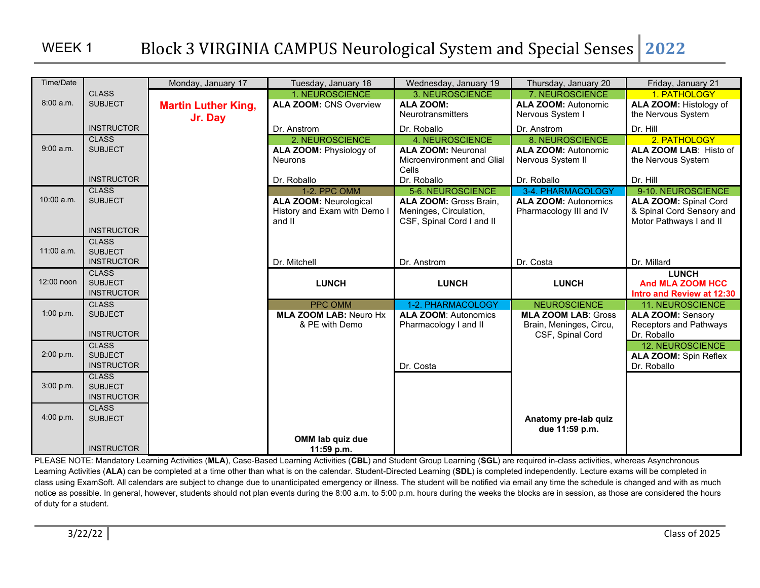WEEK 1 **Block 3 VIRGINIA CAMPUS Neurological System and Special Senses 2022**

| Time/Date | | Monday, January 17 | Tuesday, January 18 | Wednesday, January 19 | Thursday, January 20 | Friday, January 21 |
|---|---|---|---|---|---|---|
| 8:00 a.m. | CLASS | **Martin Luther King, Jr. Day** | 1. NEUROSCIENCE | 3. NEUROSCIENCE | 7. NEUROSCIENCE | 1. PATHOLOGY |
| | SUBJECT | | **ALA ZOOM:** CNS Overview | **ALA ZOOM:** Neurotransmitters | **ALA ZOOM:** Autonomic Nervous System I | **ALA ZOOM:** Histology of the Nervous System |
| | INSTRUCTOR | | Dr. Anstrom | Dr. Roballo | Dr. Anstrom | Dr. Hill |
| 9:00 a.m. | CLASS | | 2. NEUROSCIENCE | 4. NEUROSCIENCE | 8. NEUROSCIENCE | 2. PATHOLOGY |
| | SUBJECT | | **ALA ZOOM:** Physiology of Neurons | **ALA ZOOM:** Neuronal Microenvironment and Glial Cells | **ALA ZOOM:** Autonomic Nervous System II | **ALA ZOOM LAB:** Histo of the Nervous System |
| | INSTRUCTOR | | Dr. Roballo | Dr. Roballo | Dr. Roballo | Dr. Hill |
| 10:00 a.m. | CLASS | | 1-2. PPC OMM | 5-6. NEUROSCIENCE | 3-4. PHARMACOLOGY | 9-10. NEUROSCIENCE |
| | SUBJECT | | **ALA ZOOM:** Neurological History and Exam with Demo I and II | **ALA ZOOM:** Gross Brain, Meninges, Circulation, CSF, Spinal Cord I and II | **ALA ZOOM:** Autonomics Pharmacology III and IV | **ALA ZOOM:** Spinal Cord & Spinal Cord Sensory and Motor Pathways I and II |
| | INSTRUCTOR | | | | | |
| 11:00 a.m. | CLASS | | | | | |
| | SUBJECT | | | | | |
| | INSTRUCTOR | | Dr. Mitchell | Dr. Anstrom | Dr. Costa | Dr. Millard |
| 12:00 noon | CLASS | | | | | **LUNCH** |
| | SUBJECT | | **LUNCH** | **LUNCH** | **LUNCH** | **And MLA ZOOM HCC** |
| | INSTRUCTOR | | | | | **Intro and Review at 12:30** |
| 1:00 p.m. | CLASS | | PPC OMM | 1-2. PHARMACOLOGY | NEUROSCIENCE | 11. NEUROSCIENCE |
| | SUBJECT | | **MLA ZOOM LAB:** Neuro Hx & PE with Demo | **ALA ZOOM:** Autonomics Pharmacology I and II | **MLA ZOOM LAB:** Gross Brain, Meninges, Circu, CSF, Spinal Cord | **ALA ZOOM:** Sensory Receptors and Pathways |
| | INSTRUCTOR | | | | | Dr. Roballo |
| 2:00 p.m. | CLASS | | | | | 12. NEUROSCIENCE |
| | SUBJECT | | | | | **ALA ZOOM:** Spin Reflex |
| | INSTRUCTOR | | | Dr. Costa | | Dr. Roballo |
| 3:00 p.m. | CLASS | | | | | |
| | SUBJECT | | | | | |
| | INSTRUCTOR | | | | | |
| 4:00 p.m. | CLASS | | | | | |
| | SUBJECT | | | | **Anatomy pre-lab quiz due 11:59 p.m.** | |
| | INSTRUCTOR | | **OMM lab quiz due 11:59 p.m.** | | | |

PLEASE NOTE: Mandatory Learning Activities (**MLA**), Case-Based Learning Activities (**CBL**) and Student Group Learning (**SGL**) are required in-class activities, whereas Asynchronous Learning Activities (**ALA**) can be completed at a time other than what is on the calendar. Student-Directed Learning (**SDL**) is completed independently. Lecture exams will be completed in class using ExamSoft. All calendars are subject to change due to unanticipated emergency or illness. The student will be notified via email any time the schedule is changed and with as much notice as possible. In general, however, students should not plan events during the 8:00 a.m. to 5:00 p.m. hours during the weeks the blocks are in session, as those are considered the hours of duty for a student.

3/22/22 Class of 2025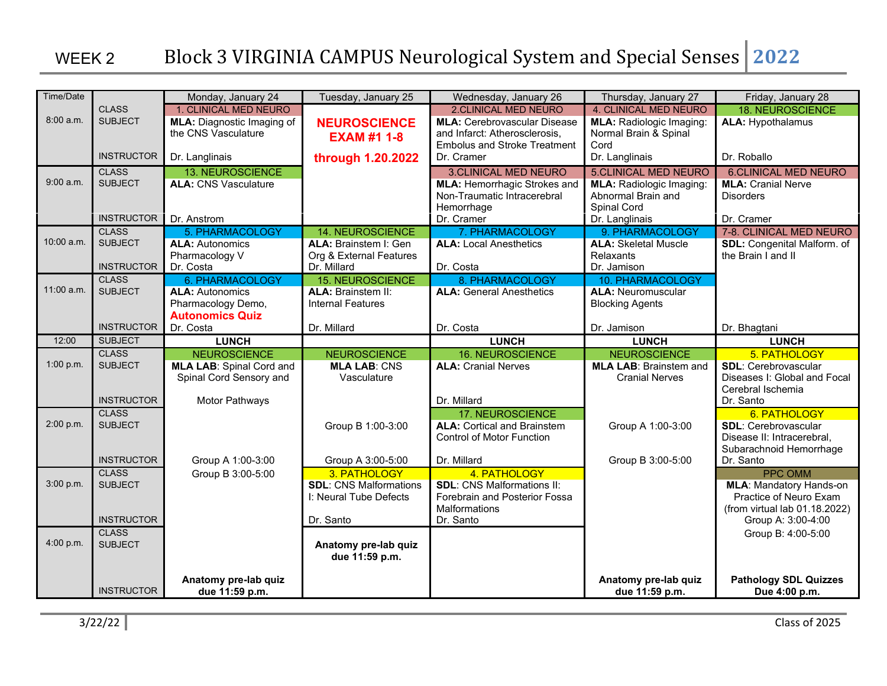# WEEK 2 Block 3 VIRGINIA CAMPUS Neurological System and Special Senses 2022

| Time/Date | | Monday, January 24 | Tuesday, January 25 | Wednesday, January 26 | Thursday, January 27 | Friday, January 28 |
|---|---|---|---|---|---|---|
| 8:00 a.m. | CLASS | 1. CLINICAL MED NEURO | **NEUROSCIENCE EXAM #1 1-8 through 1.20.2022** | 2.CLINICAL MED NEURO | 4. CLINICAL MED NEURO | 18. NEUROSCIENCE |
| | SUBJECT | **MLA:** Diagnostic Imaging of the CNS Vasculature | | **MLA:** Cerebrovascular Disease and Infarct: Atherosclerosis, Embolus and Stroke Treatment | **MLA:** Radiologic Imaging: Normal Brain & Spinal Cord | **ALA:** Hypothalamus |
| | INSTRUCTOR | Dr. Langlinais | | Dr. Cramer | Dr. Langlinais | Dr. Roballo |
| 9:00 a.m. | CLASS | 13. NEUROSCIENCE | | 3.CLINICAL MED NEURO | 5.CLINICAL MED NEURO | 6.CLINICAL MED NEURO |
| | SUBJECT | **ALA:** CNS Vasculature | | **MLA:** Hemorrhagic Strokes and Non-Traumatic Intracerebral Hemorrhage | **MLA:** Radiologic Imaging: Abnormal Brain and Spinal Cord | **MLA:** Cranial Nerve Disorders |
| | INSTRUCTOR | Dr. Anstrom | | Dr. Cramer | Dr. Langlinais | Dr. Cramer |
| 10:00 a.m. | CLASS | 5. PHARMACOLOGY | 14. NEUROSCIENCE | 7. PHARMACOLOGY | 9. PHARMACOLOGY | 7-8. CLINICAL MED NEURO |
| | SUBJECT | **ALA:** Autonomics Pharmacology V | **ALA:** Brainstem I: Gen Org & External Features | **ALA:** Local Anesthetics | **ALA:** Skeletal Muscle Relaxants | **SDL:** Congenital Malform. of the Brain I and II |
| | INSTRUCTOR | Dr. Costa | Dr. Millard | Dr. Costa | Dr. Jamison | |
| 11:00 a.m. | CLASS | 6. PHARMACOLOGY | 15. NEUROSCIENCE | 8. PHARMACOLOGY | 10. PHARMACOLOGY | |
| | SUBJECT | **ALA:** Autonomics Pharmacology Demo, **Autonomics Quiz** | **ALA:** Brainstem II: Internal Features | **ALA:** General Anesthetics | **ALA:** Neuromuscular Blocking Agents | |
| | INSTRUCTOR | Dr. Costa | Dr. Millard | Dr. Costa | Dr. Jamison | Dr. Bhagtani |
| 12:00 | SUBJECT | **LUNCH** | | **LUNCH** | **LUNCH** | **LUNCH** |
| 1:00 p.m. | CLASS | NEUROSCIENCE | NEUROSCIENCE | 16. NEUROSCIENCE | NEUROSCIENCE | 5. PATHOLOGY |
| | SUBJECT | **MLA LAB**: Spinal Cord and Spinal Cord Sensory and Motor Pathways | **MLA LAB**: CNS Vasculature | **ALA:** Cranial Nerves | **MLA LAB**: Brainstem and Cranial Nerves | **SDL**: Cerebrovascular Diseases I: Global and Focal Cerebral Ischemia |
| | INSTRUCTOR | | | Dr. Millard | | Dr. Santo |
| 2:00 p.m. | CLASS | | | 17. NEUROSCIENCE | | 6. PATHOLOGY |
| | SUBJECT | | Group B 1:00-3:00 | **ALA:** Cortical and Brainstem Control of Motor Function | Group A 1:00-3:00 | **SDL**: Cerebrovascular Disease II: Intracerebral, Subarachnoid Hemorrhage |
| | INSTRUCTOR | Group A 1:00-3:00 | Group A 3:00-5:00 | Dr. Millard | Group B 3:00-5:00 | Dr. Santo |
| 3:00 p.m. | CLASS | Group B 3:00-5:00 | 3. PATHOLOGY | 4. PATHOLOGY | | PPC OMM |
| | SUBJECT | | **SDL**: CNS Malformations I: Neural Tube Defects | **SDL**: CNS Malformations II: Forebrain and Posterior Fossa Malformations | | **MLA**: Mandatory Hands-on Practice of Neuro Exam (from virtual lab 01.18.2022) Group A: 3:00-4:00 |
| | INSTRUCTOR | | Dr. Santo | Dr. Santo | | |
| 4:00 p.m. | CLASS | | | | | Group B: 4:00-5:00 |
| | SUBJECT | | **Anatomy pre-lab quiz due 11:59 p.m.** | | | |
| | INSTRUCTOR | **Anatomy pre-lab quiz due 11:59 p.m.** | | | **Anatomy pre-lab quiz due 11:59 p.m.** | **Pathology SDL Quizzes Due 4:00 p.m.** |

3/22/22 Class of 2025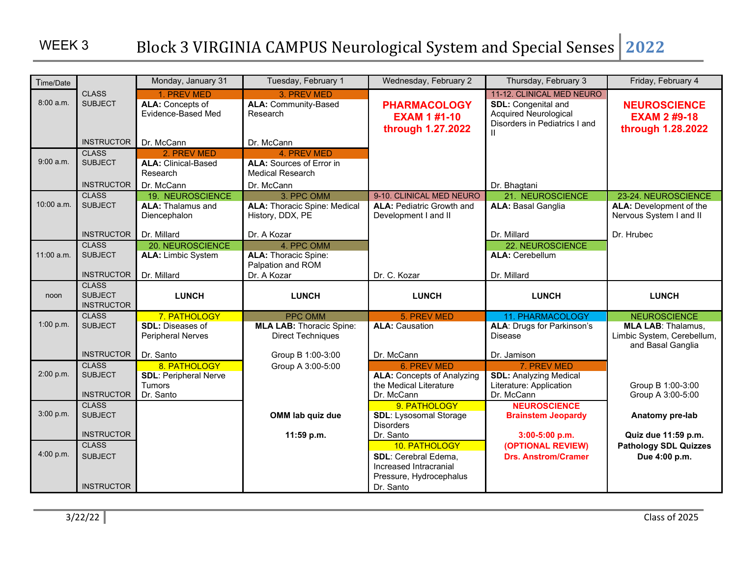# WEEK 3 Block 3 VIRGINIA CAMPUS Neurological System and Special Senses 2022

| Time/Date | | Monday, January 31 | Tuesday, February 1 | Wednesday, February 2 | Thursday, February 3 | Friday, February 4 |
|---|---|---|---|---|---|---|
| 8:00 a.m. | CLASS | 1. PREV MED | 3. PREV MED | **PHARMACOLOGY EXAM 1 #1-10 through 1.27.2022** | 11-12. CLINICAL MED NEURO | **NEUROSCIENCE EXAM 2 #9-18 through 1.28.2022** |
| | SUBJECT | **ALA:** Concepts of Evidence-Based Med | **ALA:** Community-Based Research | | **SDL:** Congenital and Acquired Neurological Disorders in Pediatrics I and II | |
| | INSTRUCTOR | Dr. McCann | Dr. McCann | | | |
| 9:00 a.m. | CLASS | 2. PREV MED | 4. PREV MED | | | |
| | SUBJECT | **ALA:** Clinical-Based Research | **ALA:** Sources of Error in Medical Research | | | |
| | INSTRUCTOR | Dr. McCann | Dr. McCann | | Dr. Bhagtani | |
| 10:00 a.m. | CLASS | 19. NEUROSCIENCE | 3. PPC OMM | 9-10. CLINICAL MED NEURO | 21. NEUROSCIENCE | 23-24. NEUROSCIENCE |
| | SUBJECT | **ALA:** Thalamus and Diencephalon | **ALA:** Thoracic Spine: Medical History, DDX, PE | **ALA:** Pediatric Growth and Development I and II | **ALA:** Basal Ganglia | **ALA:** Development of the Nervous System I and II |
| | INSTRUCTOR | Dr. Millard | Dr. A Kozar | | Dr. Millard | Dr. Hrubec |
| 11:00 a.m. | CLASS | 20. NEUROSCIENCE | 4. PPC OMM | | 22. NEUROSCIENCE | |
| | SUBJECT | **ALA:** Limbic System | **ALA:** Thoracic Spine: Palpation and ROM | | **ALA:** Cerebellum | |
| | INSTRUCTOR | Dr. Millard | Dr. A Kozar | Dr. C. Kozar | Dr. Millard | |
| noon | CLASS / SUBJECT / INSTRUCTOR | **LUNCH** | **LUNCH** | **LUNCH** | **LUNCH** | **LUNCH** |
| 1:00 p.m. | CLASS | 7. PATHOLOGY | PPC OMM | 5. PREV MED | 11. PHARMACOLOGY | NEUROSCIENCE |
| | SUBJECT | **SDL:** Diseases of Peripheral Nerves | **MLA LAB:** Thoracic Spine: Direct Techniques | **ALA:** Causation | **ALA:** Drugs for Parkinson's Disease | **MLA LAB**: Thalamus, Limbic System, Cerebellum, and Basal Ganglia |
| | INSTRUCTOR | Dr. Santo | Group B 1:00-3:00 | Dr. McCann | Dr. Jamison | |
| 2:00 p.m. | CLASS | 8. PATHOLOGY | Group A 3:00-5:00 | 6. PREV MED | 7. PREV MED | |
| | SUBJECT | **SDL**: Peripheral Nerve Tumors | | **ALA:** Concepts of Analyzing the Medical Literature | **SDL:** Analyzing Medical Literature: Application | Group B 1:00-3:00 |
| | INSTRUCTOR | Dr. Santo | | Dr. McCann | Dr. McCann | Group A 3:00-5:00 |
| 3:00 p.m. | CLASS | | | 9. PATHOLOGY | **NEUROSCIENCE Brainstem Jeopardy** | |
| | SUBJECT | | **OMM lab quiz due** | **SDL:** Lysosomal Storage Disorders | | **Anatomy pre-lab** |
| | INSTRUCTOR | | **11:59 p.m.** | Dr. Santo | **3:00-5:00 p.m.** | **Quiz due 11:59 p.m.** |
| 4:00 p.m. | CLASS | | | 10. PATHOLOGY | **(OPTIONAL REVIEW)** | **Pathology SDL Quizzes** |
| | SUBJECT | | | **SDL**: Cerebral Edema, Increased Intracranial Pressure, Hydrocephalus | **Drs. Anstrom/Cramer** | **Due 4:00 p.m.** |
| | INSTRUCTOR | | | Dr. Santo | | |

3/22/22 | Class of 2025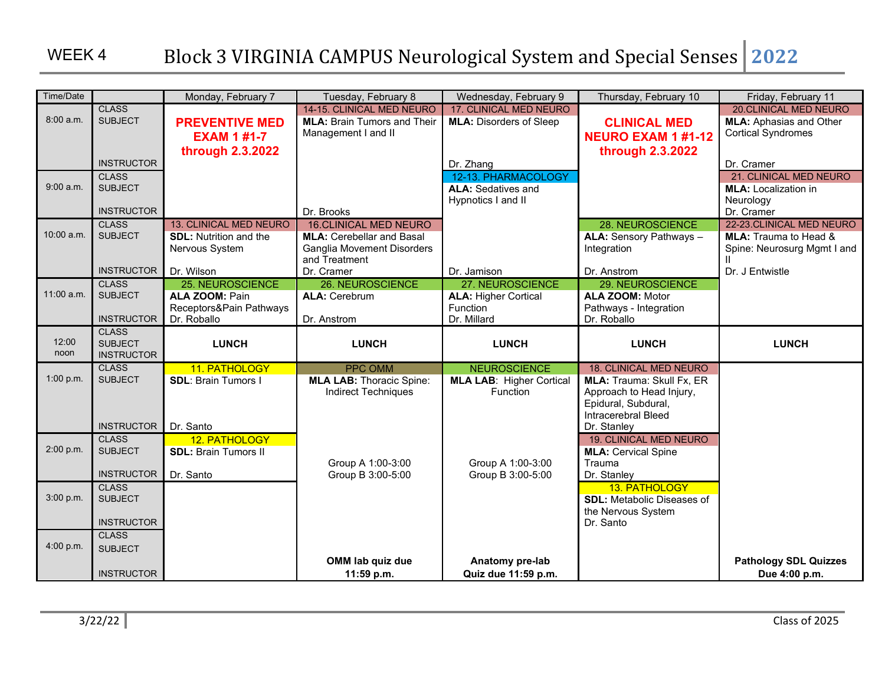# WEEK 4 Block 3 VIRGINIA CAMPUS Neurological System and Special Senses 2022

| Time/Date | | Monday, February 7 | Tuesday, February 8 | Wednesday, February 9 | Thursday, February 10 | Friday, February 11 |
|---|---|---|---|---|---|---|
| 8:00 a.m. | CLASS<br>SUBJECT<br>INSTRUCTOR | **PREVENTIVE MED EXAM 1 #1-7 through 2.3.2022** | 14-15. CLINICAL MED NEURO<br>**MLA:** Brain Tumors and Their Management I and II | 17. CLINICAL MED NEURO<br>**MLA:** Disorders of Sleep<br>Dr. Zhang | **CLINICAL MED NEURO EXAM 1 #1-12 through 2.3.2022** | 20.CLINICAL MED NEURO<br>**MLA:** Aphasias and Other Cortical Syndromes<br>Dr. Cramer |
| 9:00 a.m. | CLASS<br>SUBJECT<br>INSTRUCTOR | | Dr. Brooks | 12-13. PHARMACOLOGY<br>**ALA:** Sedatives and Hypnotics I and II | | 21. CLINICAL MED NEURO<br>**MLA:** Localization in Neurology<br>Dr. Cramer |
| 10:00 a.m. | CLASS<br>SUBJECT<br>INSTRUCTOR | 13. CLINICAL MED NEURO<br>**SDL:** Nutrition and the Nervous System<br>Dr. Wilson | 16.CLINICAL MED NEURO<br>**MLA:** Cerebellar and Basal Ganglia Movement Disorders and Treatment<br>Dr. Cramer | Dr. Jamison | 28. NEUROSCIENCE<br>**ALA:** Sensory Pathways – Integration<br>Dr. Anstrom | 22-23.CLINICAL MED NEURO<br>**MLA:** Trauma to Head & Spine: Neurosurg Mgmt I and II<br>Dr. J Entwistle |
| 11:00 a.m. | CLASS<br>SUBJECT<br>INSTRUCTOR | 25. NEUROSCIENCE<br>**ALA ZOOM:** Pain Receptors&Pain Pathways<br>Dr. Roballo | 26. NEUROSCIENCE<br>**ALA:** Cerebrum<br>Dr. Anstrom | 27. NEUROSCIENCE<br>**ALA:** Higher Cortical Function<br>Dr. Millard | 29. NEUROSCIENCE<br>**ALA ZOOM:** Motor Pathways - Integration<br>Dr. Roballo | |
| 12:00 noon | CLASS<br>SUBJECT<br>INSTRUCTOR | **LUNCH** | **LUNCH** | **LUNCH** | **LUNCH** | **LUNCH** |
| 1:00 p.m. | CLASS<br>SUBJECT<br>INSTRUCTOR | 11. PATHOLOGY<br>**SDL**: Brain Tumors I<br>Dr. Santo | PPC OMM<br>**MLA LAB:** Thoracic Spine: Indirect Techniques | NEUROSCIENCE<br>**MLA LAB**: Higher Cortical Function | 18. CLINICAL MED NEURO<br>**MLA:** Trauma: Skull Fx, ER Approach to Head Injury, Epidural, Subdural, Intracerebral Bleed<br>Dr. Stanley | |
| 2:00 p.m. | CLASS<br>SUBJECT<br>INSTRUCTOR | 12. PATHOLOGY<br>**SDL:** Brain Tumors II<br>Dr. Santo | Group A 1:00-3:00<br>Group B 3:00-5:00 | Group A 1:00-3:00<br>Group B 3:00-5:00 | 19. CLINICAL MED NEURO<br>**MLA:** Cervical Spine Trauma<br>Dr. Stanley | |
| 3:00 p.m. | CLASS<br>SUBJECT<br>INSTRUCTOR | | | | 13. PATHOLOGY<br>**SDL:** Metabolic Diseases of the Nervous System<br>Dr. Santo | |
| 4:00 p.m. | CLASS<br>SUBJECT<br>INSTRUCTOR | | **OMM lab quiz due 11:59 p.m.** | **Anatomy pre-lab Quiz due 11:59 p.m.** | | **Pathology SDL Quizzes Due 4:00 p.m.** |

3/22/22 Class of 2025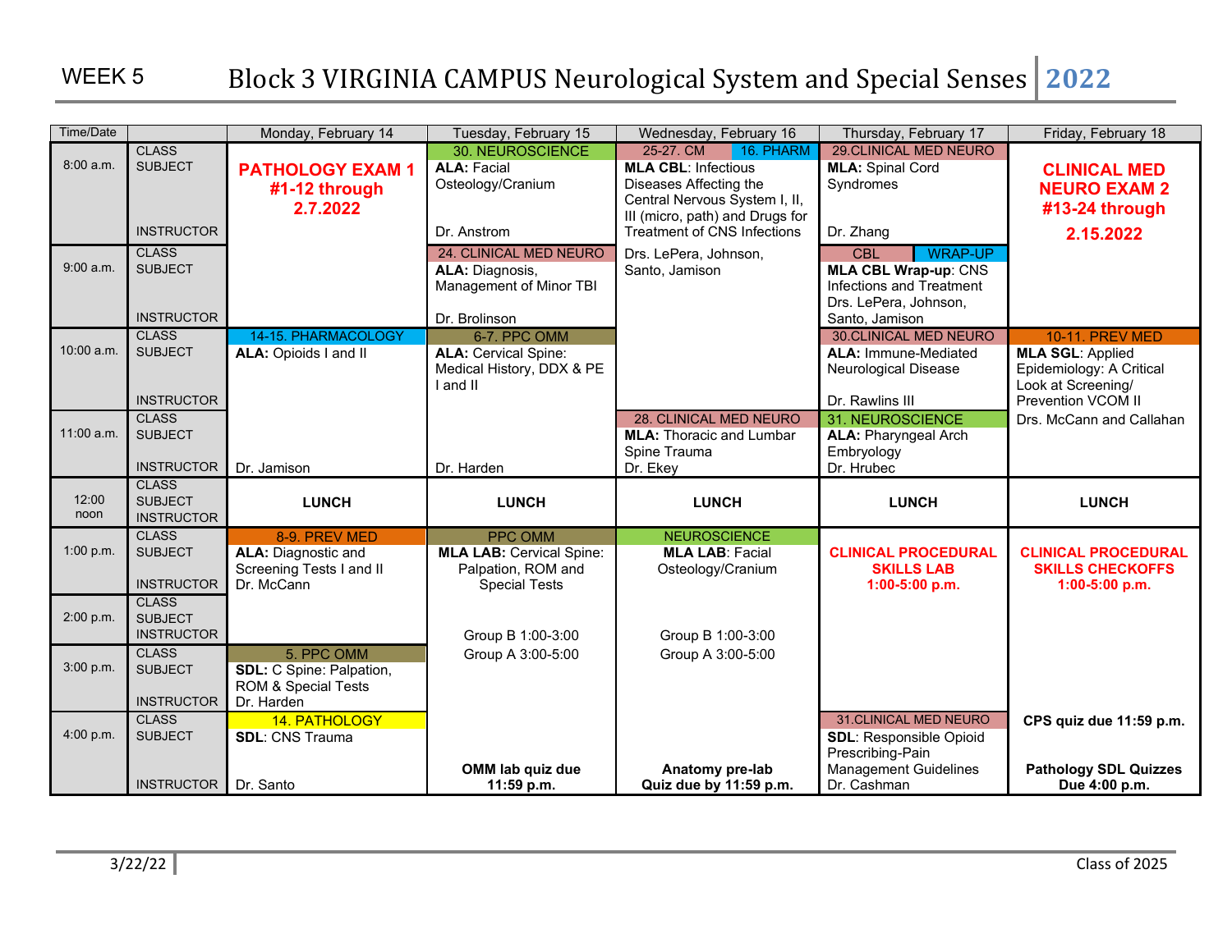# WEEK 5 Block 3 VIRGINIA CAMPUS Neurological System and Special Senses 2022

| Time/Date | | Monday, February 14 | Tuesday, February 15 | Wednesday, February 16 | Thursday, February 17 | Friday, February 18 |
|---|---|---|---|---|---|---|
| 8:00 a.m. | CLASS SUBJECT INSTRUCTOR | **PATHOLOGY EXAM 1 #1-12 through 2.7.2022** | 30. NEUROSCIENCE **ALA:** Facial Osteology/Cranium Dr. Anstrom | 25-27. CM / 16. PHARM **MLA CBL:** Infectious Diseases Affecting the Central Nervous System I, II, III (micro, path) and Drugs for Treatment of CNS Infections Drs. LePera, Johnson, Santo, Jamison | 29.CLINICAL MED NEURO **MLA:** Spinal Cord Syndromes Dr. Zhang | **CLINICAL MED NEURO EXAM 2 #13-24 through 2.15.2022** |
| 9:00 a.m. | CLASS SUBJECT INSTRUCTOR | | 24. CLINICAL MED NEURO **ALA:** Diagnosis, Management of Minor TBI Dr. Brolinson | | CBL / WRAP-UP **MLA CBL Wrap-up**: CNS Infections and Treatment Drs. LePera, Johnson, Santo, Jamison | |
| 10:00 a.m. | CLASS SUBJECT INSTRUCTOR | 14-15. PHARMACOLOGY **ALA:** Opioids I and II | 6-7. PPC OMM **ALA:** Cervical Spine: Medical History, DDX & PE I and II | | 30.CLINICAL MED NEURO **ALA:** Immune-Mediated Neurological Disease Dr. Rawlins III | 10-11. PREV MED **MLA SGL:** Applied Epidemiology: A Critical Look at Screening/ Prevention VCOM II Drs. McCann and Callahan |
| 11:00 a.m. | CLASS SUBJECT INSTRUCTOR | Dr. Jamison | Dr. Harden | 28. CLINICAL MED NEURO **MLA:** Thoracic and Lumbar Spine Trauma Dr. Ekey | 31. NEUROSCIENCE **ALA:** Pharyngeal Arch Embryology Dr. Hrubec | |
| 12:00 noon | CLASS SUBJECT INSTRUCTOR | **LUNCH** | **LUNCH** | **LUNCH** | **LUNCH** | **LUNCH** |
| 1:00 p.m. | CLASS SUBJECT INSTRUCTOR | 8-9. PREV MED **ALA:** Diagnostic and Screening Tests I and II Dr. McCann | PPC OMM **MLA LAB:** Cervical Spine: Palpation, ROM and Special Tests | NEUROSCIENCE **MLA LAB:** Facial Osteology/Cranium | **CLINICAL PROCEDURAL SKILLS LAB 1:00-5:00 p.m.** | **CLINICAL PROCEDURAL SKILLS CHECKOFFS 1:00-5:00 p.m.** |
| 2:00 p.m. | CLASS SUBJECT INSTRUCTOR | | Group B 1:00-3:00 | Group B 1:00-3:00 | | |
| 3:00 p.m. | CLASS SUBJECT INSTRUCTOR | 5. PPC OMM **SDL:** C Spine: Palpation, ROM & Special Tests Dr. Harden | Group A 3:00-5:00 | Group A 3:00-5:00 | | |
| 4:00 p.m. | CLASS SUBJECT INSTRUCTOR | 14. PATHOLOGY **SDL**: CNS Trauma Dr. Santo | **OMM lab quiz due 11:59 p.m.** | **Anatomy pre-lab Quiz due by 11:59 p.m.** | 31.CLINICAL MED NEURO **SDL**: Responsible Opioid Prescribing-Pain Management Guidelines Dr. Cashman | **CPS quiz due 11:59 p.m.** **Pathology SDL Quizzes Due 4:00 p.m.** |

3/22/22 Class of 2025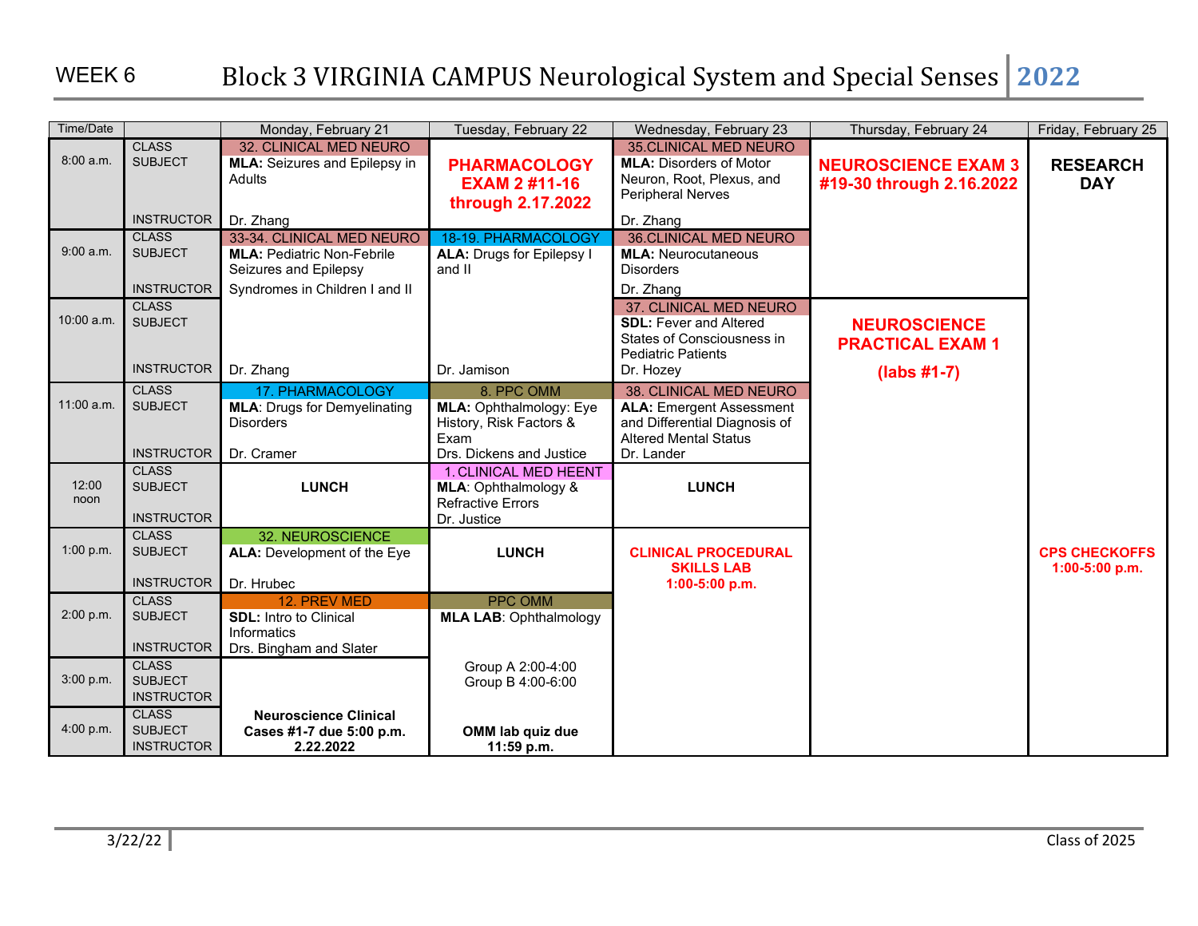WEEK 6

# Block 3 VIRGINIA CAMPUS Neurological System and Special Senses 2022

| Time/Date | | Monday, February 21 | Tuesday, February 22 | Wednesday, February 23 | Thursday, February 24 | Friday, February 25 |
|---|---|---|---|---|---|---|
| 8:00 a.m. | CLASS<br>SUBJECT<br>INSTRUCTOR | 32. CLINICAL MED NEURO<br>**MLA:** Seizures and Epilepsy in Adults<br>Dr. Zhang | **PHARMACOLOGY EXAM 2 #11-16 through 2.17.2022** | 35.CLINICAL MED NEURO<br>**MLA:** Disorders of Motor Neuron, Root, Plexus, and Peripheral Nerves<br>Dr. Zhang | **NEUROSCIENCE EXAM 3 #19-30 through 2.16.2022** | **RESEARCH DAY** |
| 9:00 a.m. | CLASS<br>SUBJECT<br>INSTRUCTOR | 33-34. CLINICAL MED NEURO<br>**MLA:** Pediatric Non-Febrile Seizures and Epilepsy Syndromes in Children I and II | 18-19. PHARMACOLOGY<br>**ALA:** Drugs for Epilepsy I and II | 36.CLINICAL MED NEURO<br>**MLA:** Neurocutaneous Disorders<br>Dr. Zhang | | |
| 10:00 a.m. | CLASS<br>SUBJECT<br>INSTRUCTOR | Dr. Zhang | Dr. Jamison | 37. CLINICAL MED NEURO<br>**SDL:** Fever and Altered States of Consciousness in Pediatric Patients<br>Dr. Hozey | **NEUROSCIENCE PRACTICAL EXAM 1 (labs #1-7)** | |
| 11:00 a.m. | CLASS<br>SUBJECT<br>INSTRUCTOR | 17. PHARMACOLOGY<br>**MLA**: Drugs for Demyelinating Disorders<br>Dr. Cramer | 8. PPC OMM<br>**MLA:** Ophthalmology: Eye History, Risk Factors & Exam<br>Drs. Dickens and Justice | 38. CLINICAL MED NEURO<br>**ALA:** Emergent Assessment and Differential Diagnosis of Altered Mental Status<br>Dr. Lander | | |
| 12:00 noon | CLASS<br>SUBJECT<br>INSTRUCTOR | **LUNCH** | 1. CLINICAL MED HEENT<br>**MLA**: Ophthalmology & Refractive Errors<br>Dr. Justice | **LUNCH** | | |
| 1:00 p.m. | CLASS<br>SUBJECT<br>INSTRUCTOR | 32. NEUROSCIENCE<br>**ALA:** Development of the Eye<br>Dr. Hrubec | **LUNCH** | **CLINICAL PROCEDURAL SKILLS LAB 1:00-5:00 p.m.** | | **CPS CHECKOFFS 1:00-5:00 p.m.** |
| 2:00 p.m. | CLASS<br>SUBJECT<br>INSTRUCTOR | 12. PREV MED<br>**SDL:** Intro to Clinical Informatics<br>Drs. Bingham and Slater | PPC OMM<br>**MLA LAB**: Ophthalmology | | | |
| 3:00 p.m. | CLASS<br>SUBJECT<br>INSTRUCTOR | | Group A 2:00-4:00<br>Group B 4:00-6:00 | | | |
| 4:00 p.m. | CLASS<br>SUBJECT<br>INSTRUCTOR | **Neuroscience Clinical Cases #1-7 due 5:00 p.m. 2.22.2022** | **OMM lab quiz due 11:59 p.m.** | | | |

3/22/22

Class of 2025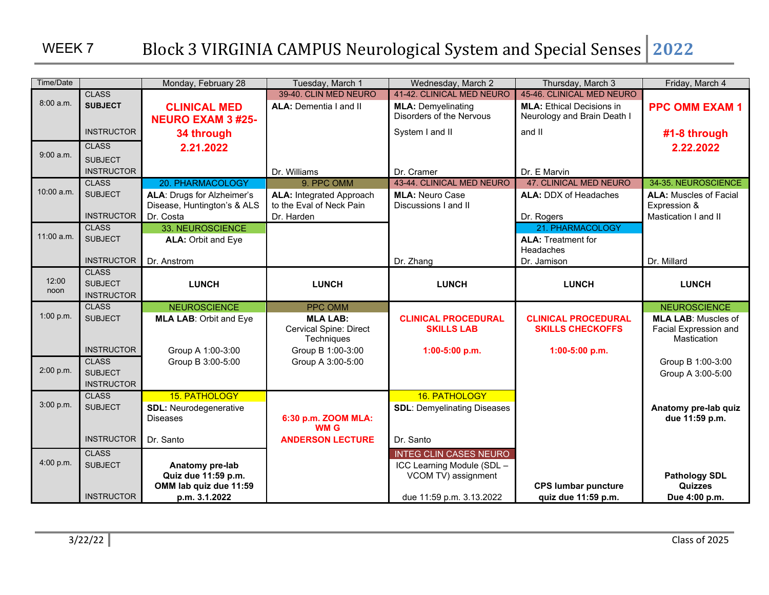# WEEK 7 Block 3 VIRGINIA CAMPUS Neurological System and Special Senses 2022

| Time/Date | | Monday, February 28 | Tuesday, March 1 | Wednesday, March 2 | Thursday, March 3 | Friday, March 4 |
|---|---|---|---|---|---|---|
| 8:00 a.m. | CLASS / SUBJECT / INSTRUCTOR | **CLINICAL MED NEURO EXAM 3 #25-34 through 2.21.2022** | 39-40. CLIN MED NEURO<br>**ALA:** Dementia I and II | 41-42. CLINICAL MED NEURO<br>**MLA:** Demyelinating Disorders of the Nervous System I and II | 45-46. CLINICAL MED NEURO<br>**MLA:** Ethical Decisions in Neurology and Brain Death I and II | **PPC OMM EXAM 1 #1-8 through 2.22.2022** |
| 9:00 a.m. | CLASS / SUBJECT / INSTRUCTOR | | Dr. Williams | Dr. Cramer | Dr. E Marvin | |
| 10:00 a.m. | CLASS / SUBJECT / INSTRUCTOR | 20. PHARMACOLOGY<br>**ALA**: Drugs for Alzheimer's Disease, Huntington's & ALS<br>Dr. Costa | 9. PPC OMM<br>**ALA:** Integrated Approach to the Eval of Neck Pain<br>Dr. Harden | 43-44. CLINICAL MED NEURO<br>**MLA:** Neuro Case Discussions I and II | 47. CLINICAL MED NEURO<br>**ALA:** DDX of Headaches<br>Dr. Rogers | 34-35. NEUROSCIENCE<br>**ALA:** Muscles of Facial Expression & Mastication I and II |
| 11:00 a.m. | CLASS / SUBJECT / INSTRUCTOR | 33. NEUROSCIENCE<br>**ALA:** Orbit and Eye<br>Dr. Anstrom | | Dr. Zhang | 21. PHARMACOLOGY<br>**ALA:** Treatment for Headaches<br>Dr. Jamison | Dr. Millard |
| 12:00 noon | CLASS / SUBJECT / INSTRUCTOR | **LUNCH** | **LUNCH** | **LUNCH** | **LUNCH** | **LUNCH** |
| 1:00 p.m. | CLASS / SUBJECT / INSTRUCTOR | NEUROSCIENCE<br>**MLA LAB**: Orbit and Eye<br>Group A 1:00-3:00<br>Group B 3:00-5:00 | PPC OMM<br>**MLA LAB:**<br>Cervical Spine: Direct Techniques<br>Group B 1:00-3:00<br>Group A 3:00-5:00 | **CLINICAL PROCEDURAL SKILLS LAB**<br>**1:00-5:00 p.m.** | **CLINICAL PROCEDURAL SKILLS CHECKOFFS**<br>**1:00-5:00 p.m.** | NEUROSCIENCE<br>**MLA LAB**: Muscles of Facial Expression and Mastication<br>Group B 1:00-3:00<br>Group A 3:00-5:00 |
| 2:00 p.m. | CLASS / SUBJECT / INSTRUCTOR | | | | | |
| 3:00 p.m. | CLASS / SUBJECT / INSTRUCTOR | 15. PATHOLOGY<br>**SDL:** Neurodegenerative Diseases<br>Dr. Santo | **6:30 p.m. ZOOM MLA: WM G ANDERSON LECTURE** | 16. PATHOLOGY<br>**SDL**: Demyelinating Diseases<br>Dr. Santo | | **Anatomy pre-lab quiz due 11:59 p.m.** |
| 4:00 p.m. | CLASS / SUBJECT / INSTRUCTOR | **Anatomy pre-lab Quiz due 11:59 p.m.**<br>**OMM lab quiz due 11:59 p.m. 3.1.2022** | | INTEG CLIN CASES NEURO<br>ICC Learning Module (SDL – VCOM TV) assignment<br>due 11:59 p.m. 3.13.2022 | **CPS lumbar puncture quiz due 11:59 p.m.** | **Pathology SDL Quizzes Due 4:00 p.m.** |

3/22/22 Class of 2025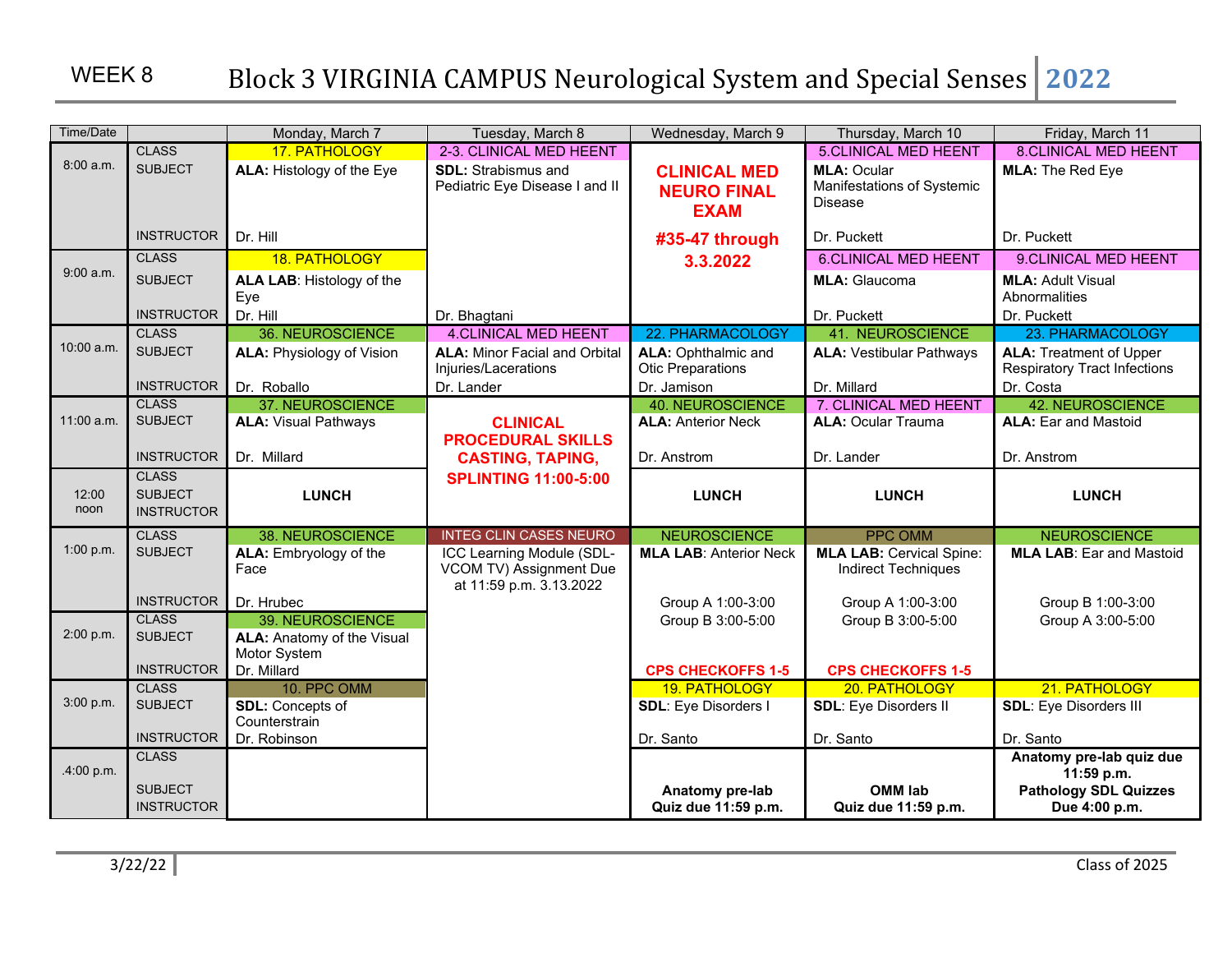# WEEK 8 Block 3 VIRGINIA CAMPUS Neurological System and Special Senses 2022

| Time/Date | | Monday, March 7 | Tuesday, March 8 | Wednesday, March 9 | Thursday, March 10 | Friday, March 11 |
|---|---|---|---|---|---|---|
| 8:00 a.m. | CLASS | 17. PATHOLOGY | 2-3. CLINICAL MED HEENT | **CLINICAL MED NEURO FINAL EXAM** | 5.CLINICAL MED HEENT | 8.CLINICAL MED HEENT |
| | SUBJECT | **ALA:** Histology of the Eye | **SDL:** Strabismus and Pediatric Eye Disease I and II | **#35-47 through 3.3.2022** | **MLA:** Ocular Manifestations of Systemic Disease | **MLA:** The Red Eye |
| | INSTRUCTOR | Dr. Hill | | | Dr. Puckett | Dr. Puckett |
| 9:00 a.m. | CLASS | 18. PATHOLOGY | | | 6.CLINICAL MED HEENT | 9.CLINICAL MED HEENT |
| | SUBJECT | **ALA LAB**: Histology of the Eye | | | **MLA:** Glaucoma | **MLA:** Adult Visual Abnormalities |
| | INSTRUCTOR | Dr. Hill | Dr. Bhagtani | | Dr. Puckett | Dr. Puckett |
| 10:00 a.m. | CLASS | 36. NEUROSCIENCE | 4.CLINICAL MED HEENT | 22. PHARMACOLOGY | 41. NEUROSCIENCE | 23. PHARMACOLOGY |
| | SUBJECT | **ALA:** Physiology of Vision | **ALA:** Minor Facial and Orbital Injuries/Lacerations | **ALA:** Ophthalmic and Otic Preparations | **ALA:** Vestibular Pathways | **ALA:** Treatment of Upper Respiratory Tract Infections |
| | INSTRUCTOR | Dr. Roballo | Dr. Lander | Dr. Jamison | Dr. Millard | Dr. Costa |
| 11:00 a.m. | CLASS | 37. NEUROSCIENCE | **CLINICAL PROCEDURAL SKILLS CASTING, TAPING, SPLINTING 11:00-5:00** | 40. NEUROSCIENCE | 7. CLINICAL MED HEENT | 42. NEUROSCIENCE |
| | SUBJECT | **ALA:** Visual Pathways | | **ALA:** Anterior Neck | **ALA:** Ocular Trauma | **ALA:** Ear and Mastoid |
| | INSTRUCTOR | Dr. Millard | | Dr. Anstrom | Dr. Lander | Dr. Anstrom |
| 12:00 noon | CLASS / SUBJECT / INSTRUCTOR | **LUNCH** | | **LUNCH** | **LUNCH** | **LUNCH** |
| 1:00 p.m. | CLASS | 38. NEUROSCIENCE | INTEG CLIN CASES NEURO | NEUROSCIENCE | PPC OMM | NEUROSCIENCE |
| | SUBJECT | **ALA:** Embryology of the Face | ICC Learning Module (SDL-VCOM TV) Assignment Due at 11:59 p.m. 3.13.2022 | **MLA LAB**: Anterior Neck | **MLA LAB:** Cervical Spine: Indirect Techniques | **MLA LAB**: Ear and Mastoid |
| | INSTRUCTOR | Dr. Hrubec | | Group A 1:00-3:00 | Group A 1:00-3:00 | Group B 1:00-3:00 |
| 2:00 p.m. | CLASS | 39. NEUROSCIENCE | | Group B 3:00-5:00 | Group B 3:00-5:00 | Group A 3:00-5:00 |
| | SUBJECT | **ALA:** Anatomy of the Visual Motor System | | | | |
| | INSTRUCTOR | Dr. Millard | | **CPS CHECKOFFS 1-5** | **CPS CHECKOFFS 1-5** | |
| 3:00 p.m. | CLASS | 10. PPC OMM | | 19. PATHOLOGY | 20. PATHOLOGY | 21. PATHOLOGY |
| | SUBJECT | **SDL:** Concepts of Counterstrain | | **SDL**: Eye Disorders I | **SDL**: Eye Disorders II | **SDL**: Eye Disorders III |
| | INSTRUCTOR | Dr. Robinson | | Dr. Santo | Dr. Santo | Dr. Santo |
| .4:00 p.m. | CLASS | | | | | **Anatomy pre-lab quiz due 11:59 p.m.** |
| | SUBJECT | | | **Anatomy pre-lab Quiz due 11:59 p.m.** | **OMM lab Quiz due 11:59 p.m.** | **Pathology SDL Quizzes Due 4:00 p.m.** |
| | INSTRUCTOR | | | | | |

3/22/22 Class of 2025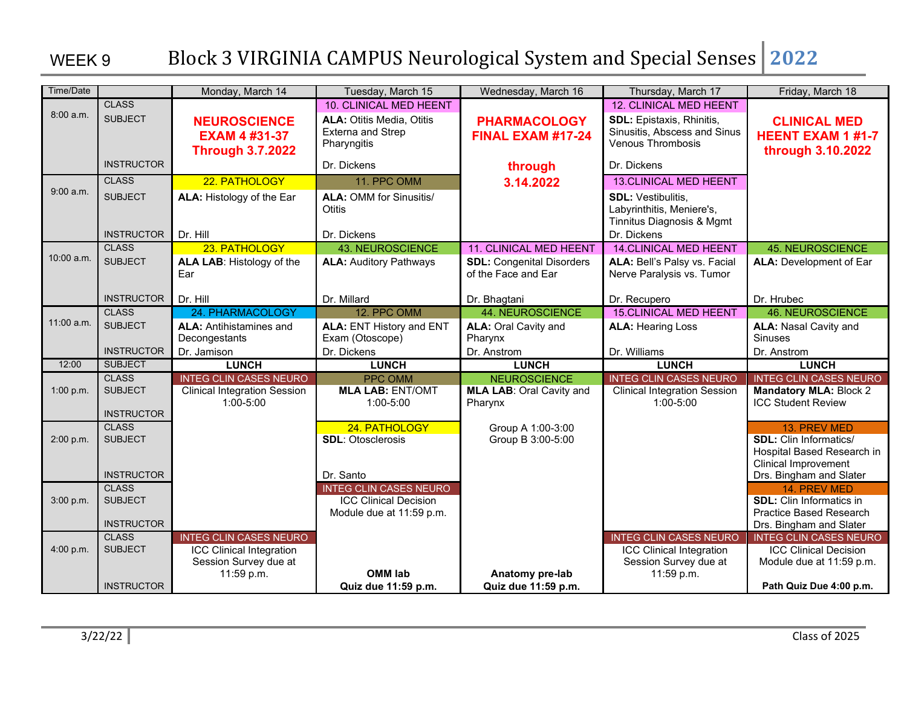# WEEK 9 Block 3 VIRGINIA CAMPUS Neurological System and Special Senses 2022

| Time/Date | | Monday, March 14 | Tuesday, March 15 | Wednesday, March 16 | Thursday, March 17 | Friday, March 18 |
|---|---|---|---|---|---|---|
| 8:00 a.m. | CLASS | **NEUROSCIENCE EXAM 4 #31-37 Through 3.7.2022** | 10. CLINICAL MED HEENT | **PHARMACOLOGY FINAL EXAM #17-24 through 3.14.2022** | 12. CLINICAL MED HEENT | **CLINICAL MED HEENT EXAM 1 #1-7 through 3.10.2022** |
| | SUBJECT | | **ALA:** Otitis Media, Otitis Externa and Strep Pharyngitis | | **SDL:** Epistaxis, Rhinitis, Sinusitis, Abscess and Sinus Venous Thrombosis | |
| | INSTRUCTOR | | Dr. Dickens | | Dr. Dickens | |
| 9:00 a.m. | CLASS | 22. PATHOLOGY | 11. PPC OMM | | 13.CLINICAL MED HEENT | |
| | SUBJECT | **ALA:** Histology of the Ear | **ALA:** OMM for Sinusitis/ Otitis | | **SDL:** Vestibulitis, Labyrinthitis, Meniere's, Tinnitus Diagnosis & Mgmt | |
| | INSTRUCTOR | Dr. Hill | Dr. Dickens | | Dr. Dickens | |
| 10:00 a.m. | CLASS | 23. PATHOLOGY | 43. NEUROSCIENCE | 11. CLINICAL MED HEENT | 14.CLINICAL MED HEENT | 45. NEUROSCIENCE |
| | SUBJECT | **ALA LAB**: Histology of the Ear | **ALA:** Auditory Pathways | **SDL:** Congenital Disorders of the Face and Ear | **ALA:** Bell's Palsy vs. Facial Nerve Paralysis vs. Tumor | **ALA:** Development of Ear |
| | INSTRUCTOR | Dr. Hill | Dr. Millard | Dr. Bhagtani | Dr. Recupero | Dr. Hrubec |
| 11:00 a.m. | CLASS | 24. PHARMACOLOGY | 12. PPC OMM | 44. NEUROSCIENCE | 15.CLINICAL MED HEENT | 46. NEUROSCIENCE |
| | SUBJECT | **ALA:** Antihistamines and Decongestants | **ALA:** ENT History and ENT Exam (Otoscope) | **ALA:** Oral Cavity and Pharynx | **ALA:** Hearing Loss | **ALA:** Nasal Cavity and Sinuses |
| | INSTRUCTOR | Dr. Jamison | Dr. Dickens | Dr. Anstrom | Dr. Williams | Dr. Anstrom |
| 12:00 | SUBJECT | **LUNCH** | **LUNCH** | **LUNCH** | **LUNCH** | **LUNCH** |
| 1:00 p.m. | CLASS | INTEG CLIN CASES NEURO | PPC OMM | NEUROSCIENCE | INTEG CLIN CASES NEURO | INTEG CLIN CASES NEURO |
| | SUBJECT | Clinical Integration Session 1:00-5:00 | **MLA LAB:** ENT/OMT 1:00-5:00 | **MLA LAB**: Oral Cavity and Pharynx | Clinical Integration Session 1:00-5:00 | **Mandatory MLA:** Block 2 ICC Student Review |
| | INSTRUCTOR | | | | | |
| 2:00 p.m. | CLASS | | 24. PATHOLOGY | Group A 1:00-3:00 | | 13. PREV MED |
| | SUBJECT | | **SDL**: Otosclerosis | Group B 3:00-5:00 | | **SDL:** Clin Informatics/ Hospital Based Research in Clinical Improvement |
| | INSTRUCTOR | | Dr. Santo | | | Drs. Bingham and Slater |
| 3:00 p.m. | CLASS | | INTEG CLIN CASES NEURO | | | 14. PREV MED |
| | SUBJECT | | ICC Clinical Decision Module due at 11:59 p.m. | | | **SDL:** Clin Informatics in Practice Based Research |
| | INSTRUCTOR | | | | | Drs. Bingham and Slater |
| 4:00 p.m. | CLASS | INTEG CLIN CASES NEURO | | | INTEG CLIN CASES NEURO | INTEG CLIN CASES NEURO |
| | SUBJECT | ICC Clinical Integration Session Survey due at 11:59 p.m. | **OMM lab** | **Anatomy pre-lab** | ICC Clinical Integration Session Survey due at 11:59 p.m. | ICC Clinical Decision Module due at 11:59 p.m. |
| | INSTRUCTOR | | **Quiz due 11:59 p.m.** | **Quiz due 11:59 p.m.** | | **Path Quiz Due 4:00 p.m.** |

3/22/22 Class of 2025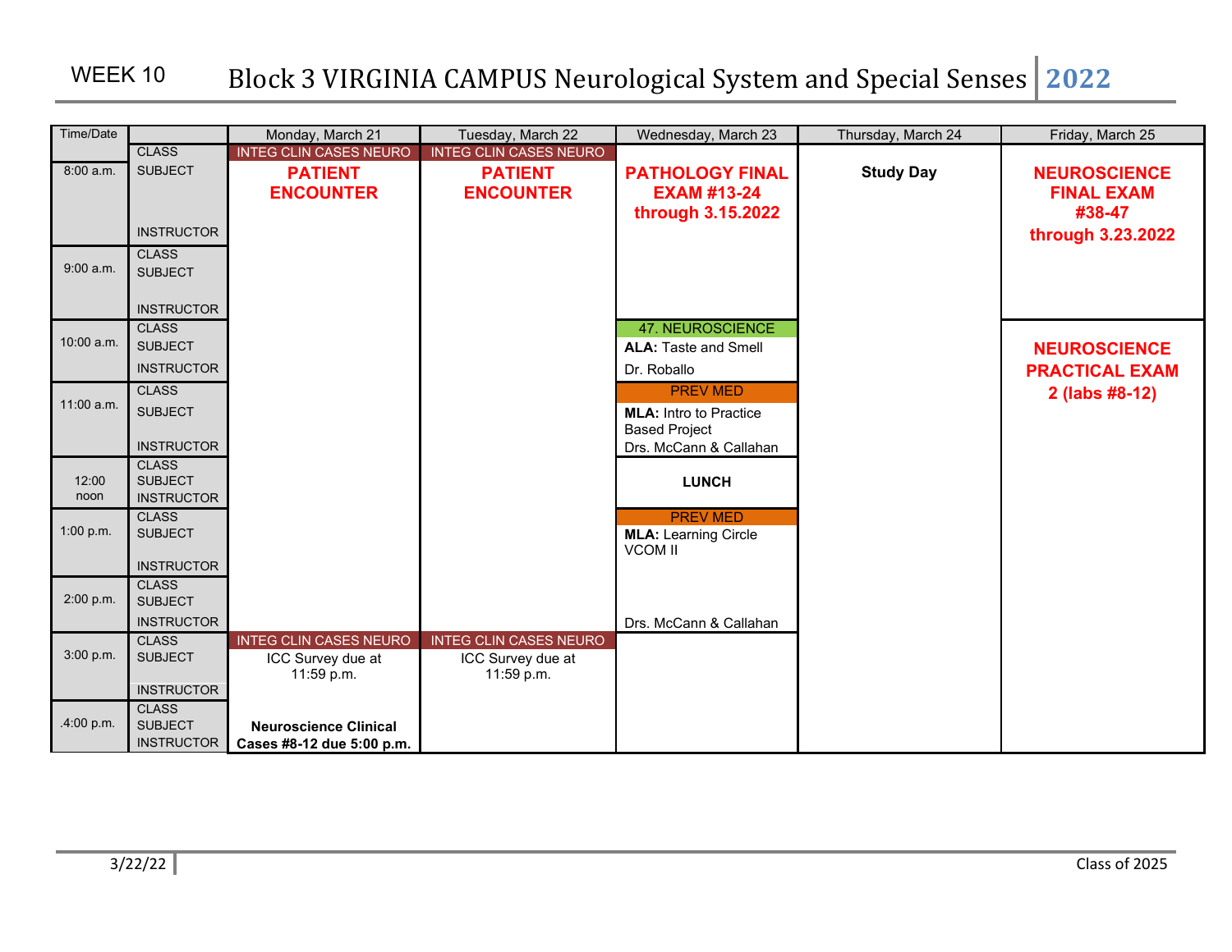# WEEK 10 Block 3 VIRGINIA CAMPUS Neurological System and Special Senses 2022

| Time/Date | | Monday, March 21 | Tuesday, March 22 | Wednesday, March 23 | Thursday, March 24 | Friday, March 25 |
|---|---|---|---|---|---|---|
| 8:00 a.m. | CLASS / SUBJECT / INSTRUCTOR | INTEG CLIN CASES NEURO<br>**PATIENT ENCOUNTER** | INTEG CLIN CASES NEURO<br>**PATIENT ENCOUNTER** | **PATHOLOGY FINAL EXAM #13-24 through 3.15.2022** | **Study Day** | **NEUROSCIENCE FINAL EXAM #38-47 through 3.23.2022** |
| 9:00 a.m. | CLASS / SUBJECT / INSTRUCTOR | | | | | |
| 10:00 a.m. | CLASS / SUBJECT / INSTRUCTOR | | | 47. NEUROSCIENCE<br>**ALA:** Taste and Smell<br>Dr. Roballo | | **NEUROSCIENCE PRACTICAL EXAM 2 (labs #8-12)** |
| 11:00 a.m. | CLASS / SUBJECT / INSTRUCTOR | | | PREV MED<br>**MLA:** Intro to Practice Based Project<br>Drs. McCann & Callahan | | |
| 12:00 noon | CLASS / SUBJECT / INSTRUCTOR | | | **LUNCH** | | |
| 1:00 p.m. | CLASS / SUBJECT / INSTRUCTOR | | | PREV MED<br>**MLA:** Learning Circle VCOM II | | |
| 2:00 p.m. | CLASS / SUBJECT / INSTRUCTOR | | | Drs. McCann & Callahan | | |
| 3:00 p.m. | CLASS / SUBJECT / INSTRUCTOR | INTEG CLIN CASES NEURO<br>ICC Survey due at 11:59 p.m. | INTEG CLIN CASES NEURO<br>ICC Survey due at 11:59 p.m. | | | |
| 4:00 p.m. | CLASS / SUBJECT / INSTRUCTOR | **Neuroscience Clinical Cases #8-12 due 5:00 p.m.** | | | | |

3/22/22 Class of 2025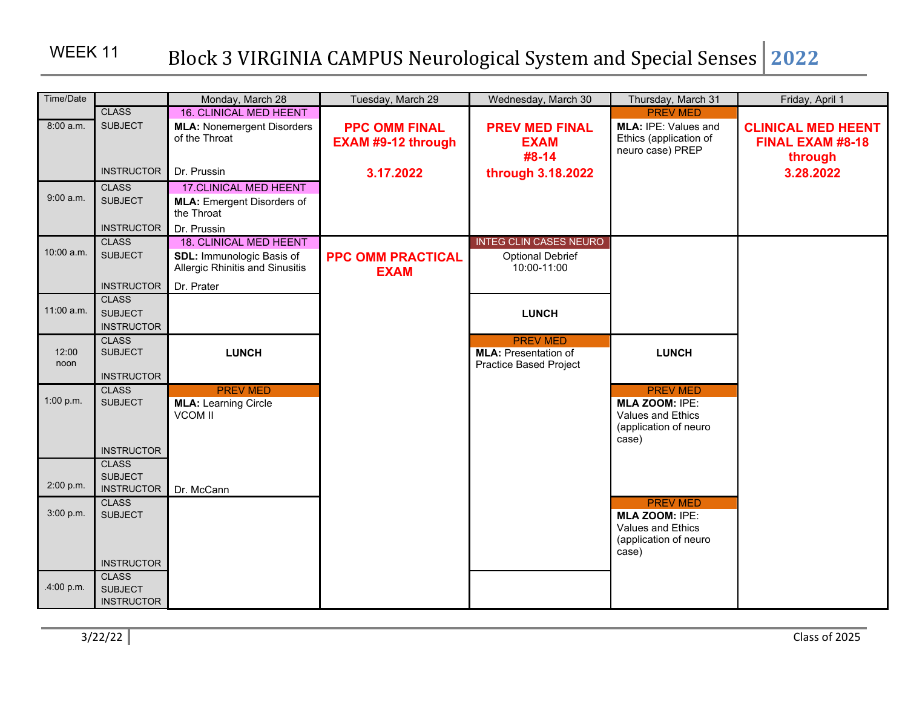# WEEK 11 Block 3 VIRGINIA CAMPUS Neurological System and Special Senses 2022

| Time/Date | | Monday, March 28 | Tuesday, March 29 | Wednesday, March 30 | Thursday, March 31 | Friday, April 1 |
|---|---|---|---|---|---|---|
| 8:00 a.m. | CLASS | 16. CLINICAL MED HEENT | **PPC OMM FINAL EXAM #9-12 through 3.17.2022** | **PREV MED FINAL EXAM #8-14 through 3.18.2022** | PREV MED | **CLINICAL MED HEENT FINAL EXAM #8-18 through 3.28.2022** |
| | SUBJECT | **MLA:** Nonemergent Disorders of the Throat | | | **MLA:** IPE: Values and Ethics (application of neuro case) PREP | |
| | INSTRUCTOR | Dr. Prussin | | | | |
| 9:00 a.m. | CLASS | 17.CLINICAL MED HEENT | | | | |
| | SUBJECT | **MLA:** Emergent Disorders of the Throat | | | | |
| | INSTRUCTOR | Dr. Prussin | | | | |
| 10:00 a.m. | CLASS | 18. CLINICAL MED HEENT | **PPC OMM PRACTICAL EXAM** | INTEG CLIN CASES NEURO | | |
| | SUBJECT | **SDL:** Immunologic Basis of Allergic Rhinitis and Sinusitis | | Optional Debrief 10:00-11:00 | | |
| | INSTRUCTOR | Dr. Prater | | | | |
| 11:00 a.m. | CLASS | | | **LUNCH** | | |
| | SUBJECT | | | | | |
| | INSTRUCTOR | | | | | |
| 12:00 noon | CLASS | **LUNCH** | | PREV MED | **LUNCH** | |
| | SUBJECT | | | **MLA:** Presentation of Practice Based Project | | |
| | INSTRUCTOR | | | | | |
| 1:00 p.m. | CLASS | PREV MED | | | PREV MED | |
| | SUBJECT | **MLA:** Learning Circle VCOM II | | | **MLA ZOOM:** IPE: Values and Ethics (application of neuro case) | |
| | INSTRUCTOR | | | | | |
| 2:00 p.m. | CLASS | | | | | |
| | SUBJECT | | | | | |
| | INSTRUCTOR | Dr. McCann | | | | |
| 3:00 p.m. | CLASS | | | | PREV MED | |
| | SUBJECT | | | | **MLA ZOOM:** IPE: Values and Ethics (application of neuro case) | |
| | INSTRUCTOR | | | | | |
| 4:00 p.m. | CLASS | | | | | |
| | SUBJECT | | | | | |
| | INSTRUCTOR | | | | | |

3/22/22 Class of 2025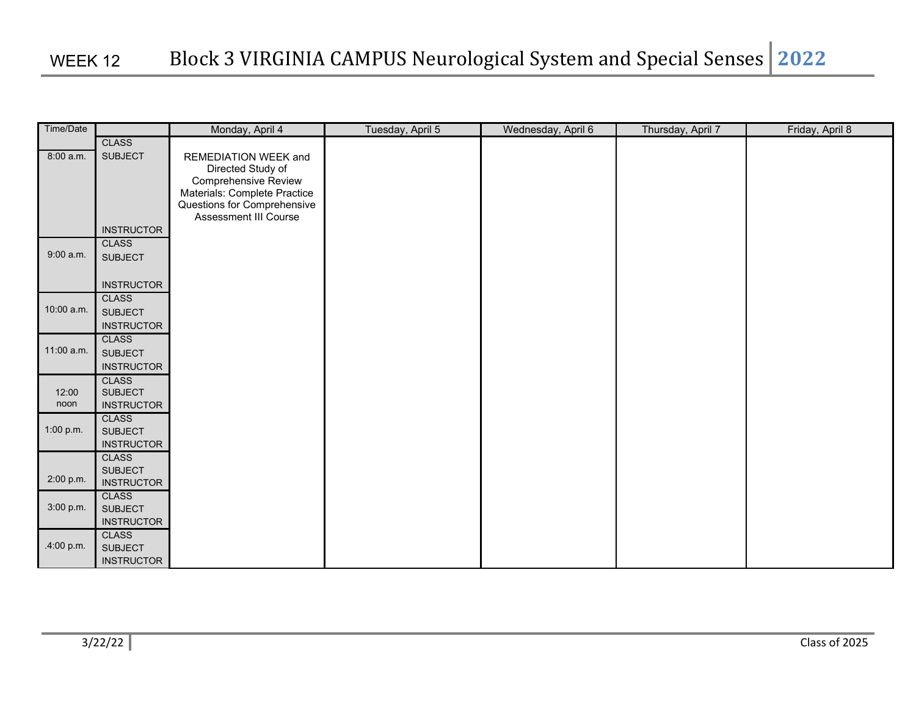# WEEK 12 Block 3 VIRGINIA CAMPUS Neurological System and Special Senses 2022

| Time/Date | | Monday, April 4 | Tuesday, April 5 | Wednesday, April 6 | Thursday, April 7 | Friday, April 8 |
|---|---|---|---|---|---|---|
| 8:00 a.m. | CLASS SUBJECT INSTRUCTOR | REMEDIATION WEEK and Directed Study of Comprehensive Review Materials: Complete Practice Questions for Comprehensive Assessment III Course | | | | |
| 9:00 a.m. | CLASS SUBJECT INSTRUCTOR | | | | | |
| 10:00 a.m. | CLASS SUBJECT INSTRUCTOR | | | | | |
| 11:00 a.m. | CLASS SUBJECT INSTRUCTOR | | | | | |
| 12:00 noon | CLASS SUBJECT INSTRUCTOR | | | | | |
| 1:00 p.m. | CLASS SUBJECT INSTRUCTOR | | | | | |
| 2:00 p.m. | CLASS SUBJECT INSTRUCTOR | | | | | |
| 3:00 p.m. | CLASS SUBJECT INSTRUCTOR | | | | | |
| .4:00 p.m. | CLASS SUBJECT INSTRUCTOR | | | | | |

3/22/22

Class of 2025